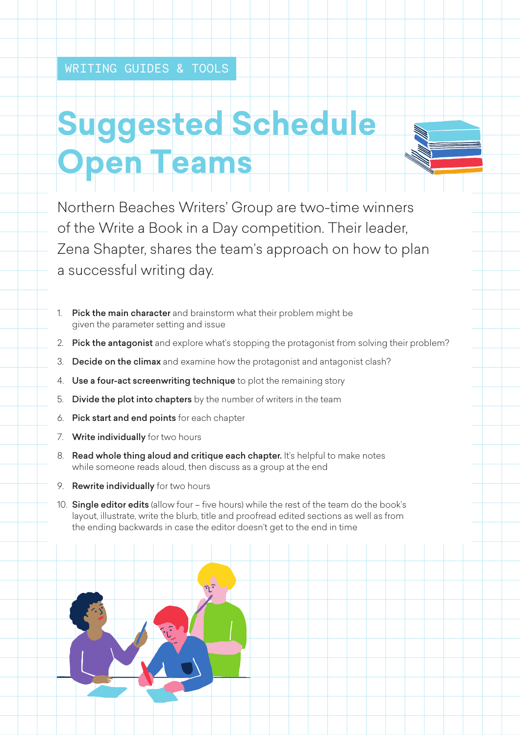WRITING GUIDES & TOOLS

# Suggested Schedule Open Teams

Northern Beaches Writers' Group are two-time winners of the Write a Book in a Day competition. Their leader, Zena Shapter, shares the team's approach on how to plan a successful writing day.

1. **Pick the main character** and brainstorm what their problem might be given the parameter setting and issue
2. **Pick the antagonist** and explore what's stopping the protagonist from solving their problem?
3. **Decide on the climax** and examine how the protagonist and antagonist clash?
4. **Use a four-act screenwriting technique** to plot the remaining story
5. **Divide the plot into chapters** by the number of writers in the team
6. **Pick start and end points** for each chapter
7. **Write individually** for two hours
8. **Read whole thing aloud and critique each chapter.** It's helpful to make notes while someone reads aloud, then discuss as a group at the end
9. **Rewrite individually** for two hours
10. **Single editor edits** (allow four – five hours) while the rest of the team do the book's layout, illustrate, write the blurb, title and proofread edited sections as well as from the ending backwards in case the editor doesn't get to the end in time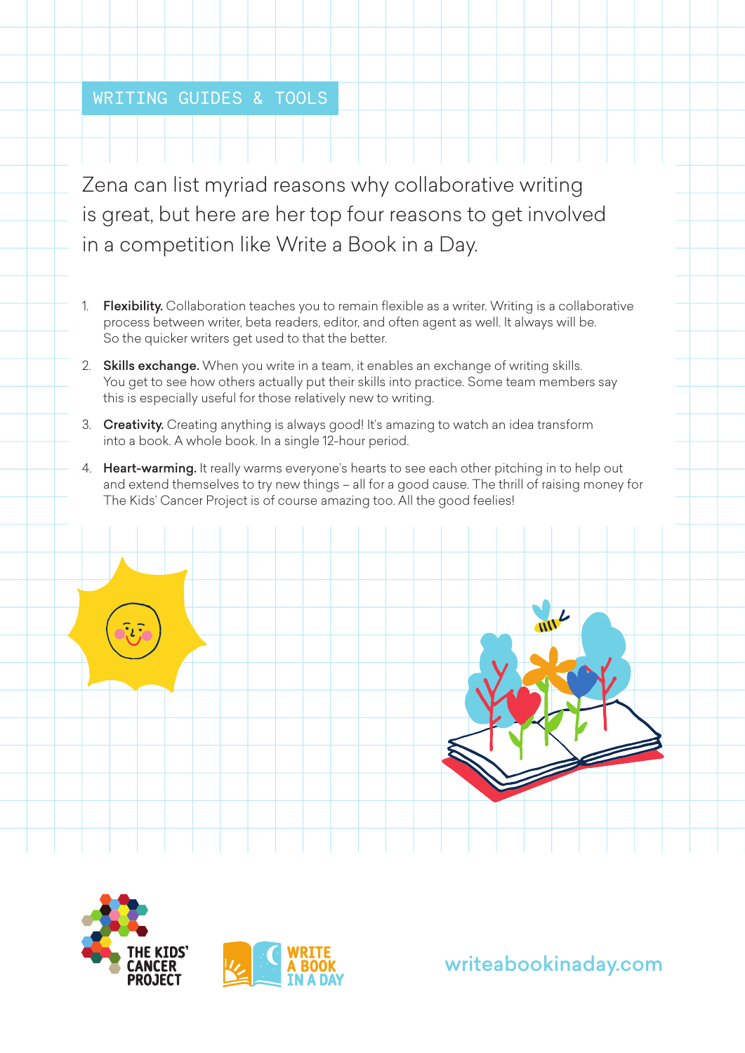WRITING GUIDES & TOOLS

Zena can list myriad reasons why collaborative writing is great, but here are her top four reasons to get involved in a competition like Write a Book in a Day.

1. **Flexibility.** Collaboration teaches you to remain flexible as a writer. Writing is a collaborative process between writer, beta readers, editor, and often agent as well. It always will be. So the quicker writers get used to that the better.
2. **Skills exchange.** When you write in a team, it enables an exchange of writing skills. You get to see how others actually put their skills into practice. Some team members say this is especially useful for those relatively new to writing.
3. **Creativity.** Creating anything is always good! It's amazing to watch an idea transform into a book. A whole book. In a single 12-hour period.
4. **Heart-warming.** It really warms everyone's hearts to see each other pitching in to help out and extend themselves to try new things – all for a good cause. The thrill of raising money for The Kids' Cancer Project is of course amazing too. All the good feelies!

THE KIDS' CANCER PROJECT

WRITE A BOOK IN A DAY

writeabookinaday.com